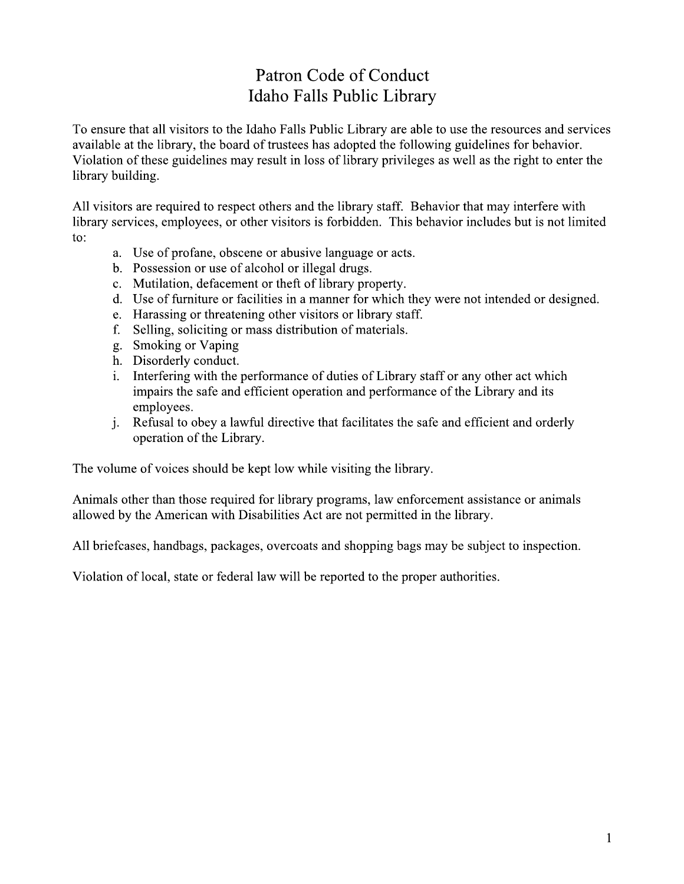# Patron Code of Conduct
# Idaho Falls Public Library

To ensure that all visitors to the Idaho Falls Public Library are able to use the resources and services available at the library, the board of trustees has adopted the following guidelines for behavior. Violation of these guidelines may result in loss of library privileges as well as the right to enter the library building.

All visitors are required to respect others and the library staff. Behavior that may interfere with library services, employees, or other visitors is forbidden. This behavior includes but is not limited to:

a. Use of profane, obscene or abusive language or acts.
b. Possession or use of alcohol or illegal drugs.
c. Mutilation, defacement or theft of library property.
d. Use of furniture or facilities in a manner for which they were not intended or designed.
e. Harassing or threatening other visitors or library staff.
f. Selling, soliciting or mass distribution of materials.
g. Smoking or Vaping
h. Disorderly conduct.
i. Interfering with the performance of duties of Library staff or any other act which impairs the safe and efficient operation and performance of the Library and its employees.
j. Refusal to obey a lawful directive that facilitates the safe and efficient and orderly operation of the Library.

The volume of voices should be kept low while visiting the library.

Animals other than those required for library programs, law enforcement assistance or animals allowed by the American with Disabilities Act are not permitted in the library.

All briefcases, handbags, packages, overcoats and shopping bags may be subject to inspection.

Violation of local, state or federal law will be reported to the proper authorities.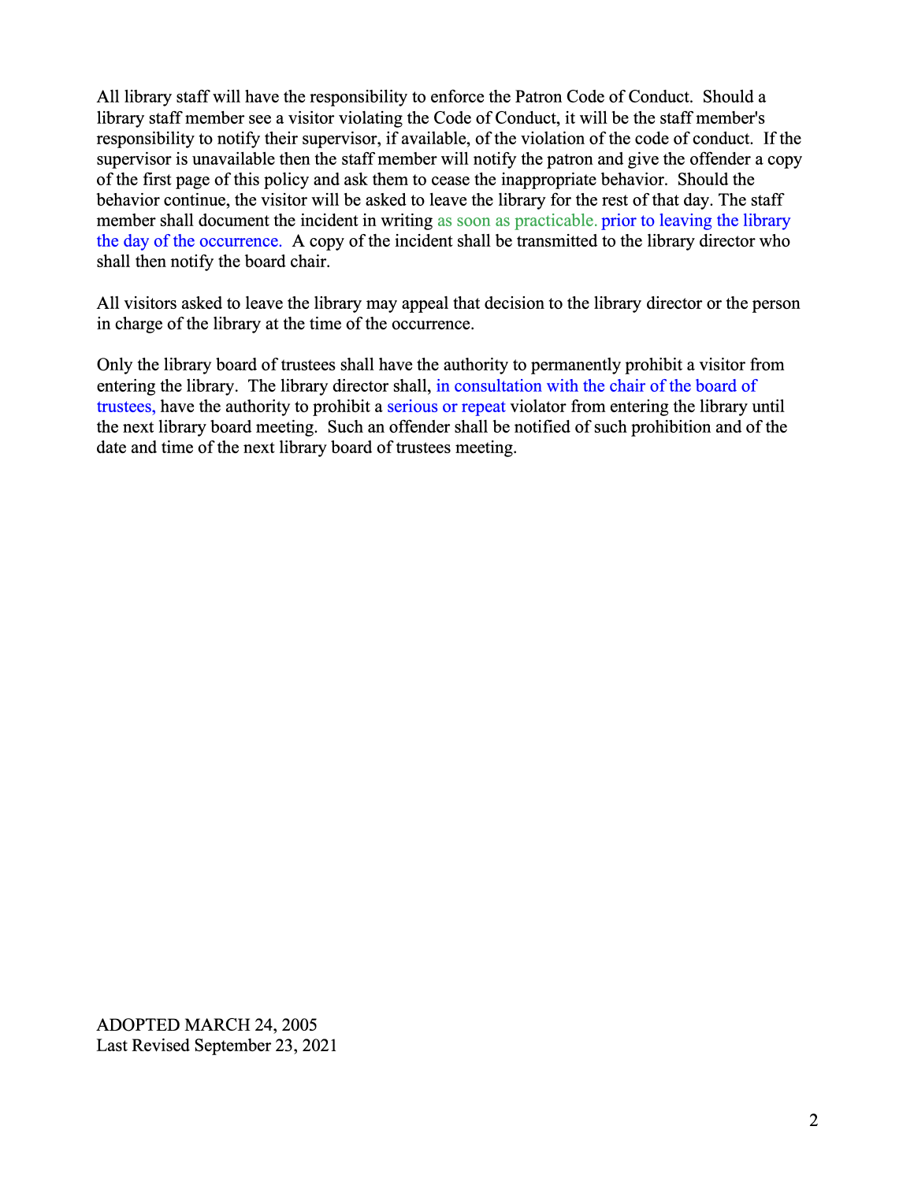All library staff will have the responsibility to enforce the Patron Code of Conduct. Should a library staff member see a visitor violating the Code of Conduct, it will be the staff member's responsibility to notify their supervisor, if available, of the violation of the code of conduct. If the supervisor is unavailable then the staff member will notify the patron and give the offender a copy of the first page of this policy and ask them to cease the inappropriate behavior. Should the behavior continue, the visitor will be asked to leave the library for the rest of that day. The staff member shall document the incident in writing as soon as practicable. prior to leaving the library the day of the occurrence. A copy of the incident shall be transmitted to the library director who shall then notify the board chair.

All visitors asked to leave the library may appeal that decision to the library director or the person in charge of the library at the time of the occurrence.

Only the library board of trustees shall have the authority to permanently prohibit a visitor from entering the library. The library director shall, in consultation with the chair of the board of trustees, have the authority to prohibit a serious or repeat violator from entering the library until the next library board meeting. Such an offender shall be notified of such prohibition and of the date and time of the next library board of trustees meeting.

ADOPTED MARCH 24, 2005
Last Revised September 23, 2021